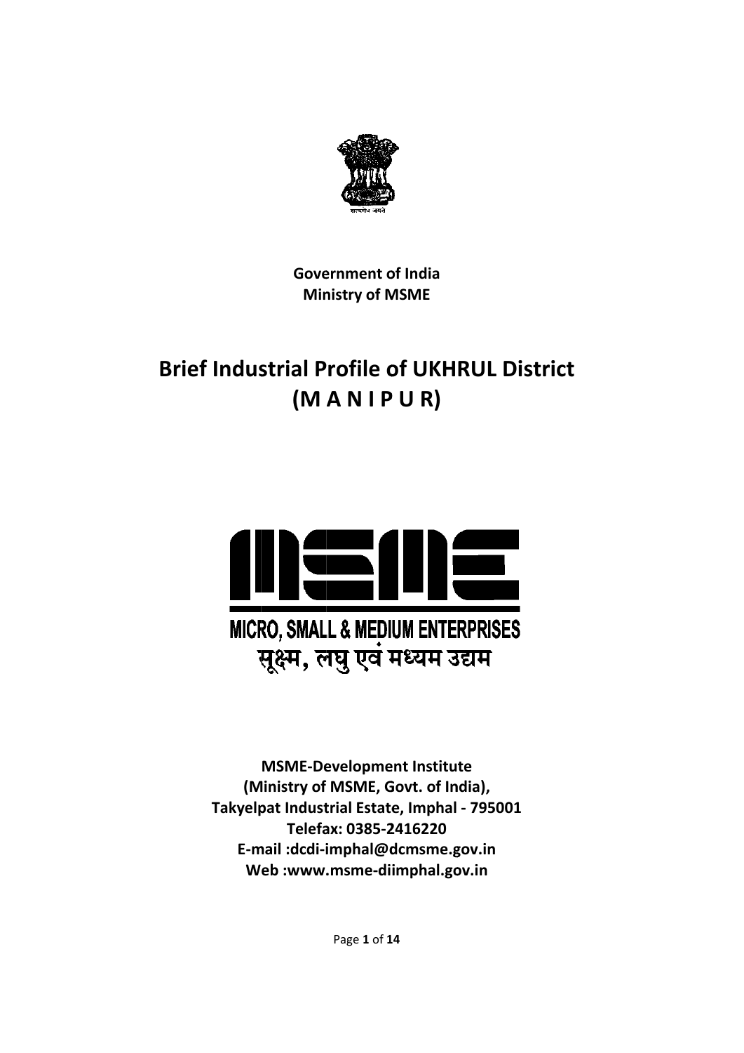**Government of India**
**Ministry of MSME**

# Brief Industrial Profile of UKHRUL District (M A N I P U R)

MICRO, SMALL & MEDIUM ENTERPRISES

सूक्ष्म, लघु एवं मध्यम उद्यम

**MSME-Development Institute**
**(Ministry of MSME, Govt. of India),**
**Takyelpat Industrial Estate, Imphal - 795001**
**Telefax: 0385-2416220**
**E-mail :dcdi-imphal@dcmsme.gov.in**
**Web :www.msme-diimphal.gov.in**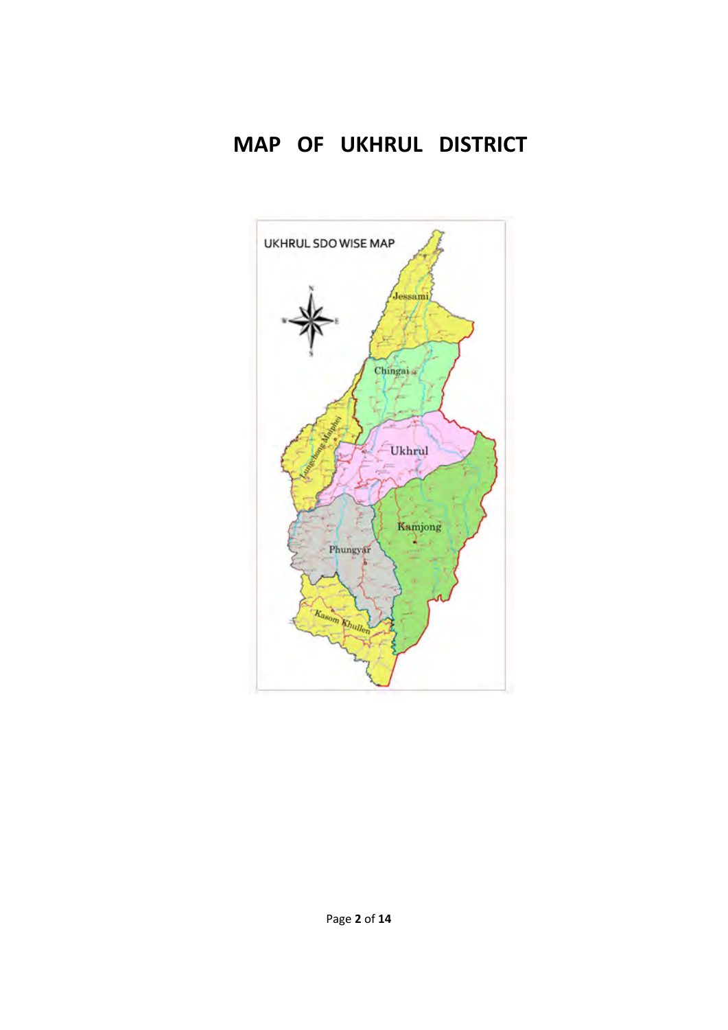# MAP OF UKHRUL DISTRICT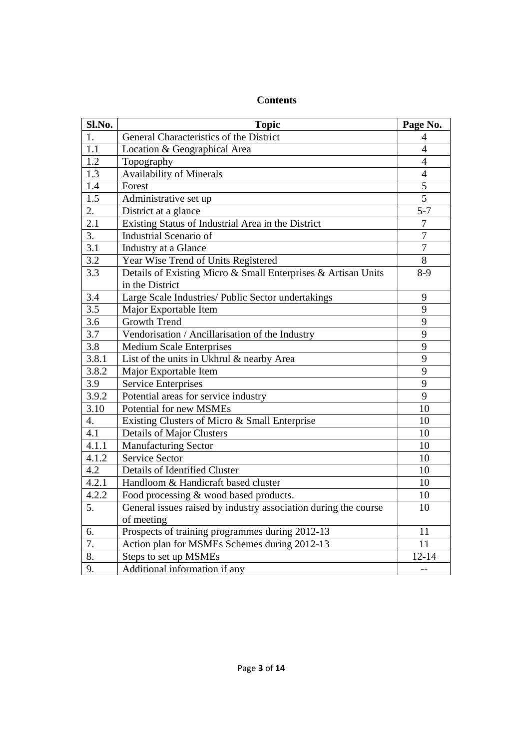**Contents**

| Sl.No. | Topic | Page No. |
|---|---|---|
| 1. | General Characteristics of the District | 4 |
| 1.1 | Location & Geographical Area | 4 |
| 1.2 | Topography | 4 |
| 1.3 | Availability of Minerals | 4 |
| 1.4 | Forest | 5 |
| 1.5 | Administrative set up | 5 |
| 2. | District at a glance | 5-7 |
| 2.1 | Existing Status of Industrial Area in the District | 7 |
| 3. | Industrial Scenario of | 7 |
| 3.1 | Industry at a Glance | 7 |
| 3.2 | Year Wise Trend of Units Registered | 8 |
| 3.3 | Details of Existing Micro & Small Enterprises & Artisan Units in the District | 8-9 |
| 3.4 | Large Scale Industries/ Public Sector undertakings | 9 |
| 3.5 | Major Exportable Item | 9 |
| 3.6 | Growth Trend | 9 |
| 3.7 | Vendorisation / Ancillarisation of the Industry | 9 |
| 3.8 | Medium Scale Enterprises | 9 |
| 3.8.1 | List of the units in Ukhrul & nearby Area | 9 |
| 3.8.2 | Major Exportable Item | 9 |
| 3.9 | Service Enterprises | 9 |
| 3.9.2 | Potential areas for service industry | 9 |
| 3.10 | Potential for new MSMEs | 10 |
| 4. | Existing Clusters of Micro & Small Enterprise | 10 |
| 4.1 | Details of Major Clusters | 10 |
| 4.1.1 | Manufacturing Sector | 10 |
| 4.1.2 | Service Sector | 10 |
| 4.2 | Details of Identified Cluster | 10 |
| 4.2.1 | Handloom & Handicraft based cluster | 10 |
| 4.2.2 | Food processing & wood based products. | 10 |
| 5. | General issues raised by industry association during the course of meeting | 10 |
| 6. | Prospects of training programmes during 2012-13 | 11 |
| 7. | Action plan for MSMEs Schemes during 2012-13 | 11 |
| 8. | Steps to set up MSMEs | 12-14 |
| 9. | Additional information if any | -- |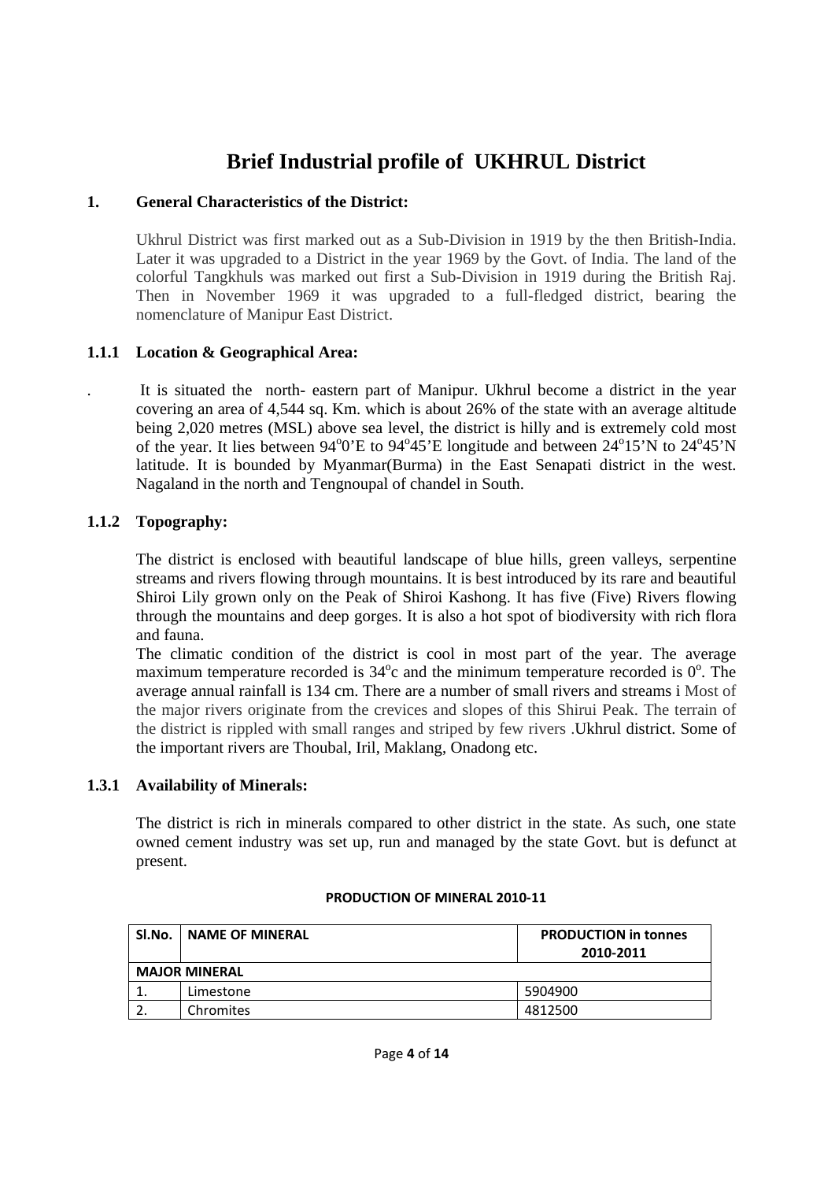# Brief Industrial profile of UKHRUL District

## 1. General Characteristics of the District:

Ukhrul District was first marked out as a Sub-Division in 1919 by the then British-India. Later it was upgraded to a District in the year 1969 by the Govt. of India. The land of the colorful Tangkhuls was marked out first a Sub-Division in 1919 during the British Raj. Then in November 1969 it was upgraded to a full-fledged district, bearing the nomenclature of Manipur East District.

### 1.1.1 Location & Geographical Area:

. It is situated the north- eastern part of Manipur. Ukhrul become a district in the year covering an area of 4,544 sq. Km. which is about 26% of the state with an average altitude being 2,020 metres (MSL) above sea level, the district is hilly and is extremely cold most of the year. It lies between 94°0'E to 94°45'E longitude and between 24°15'N to 24°45'N latitude. It is bounded by Myanmar(Burma) in the East Senapati district in the west. Nagaland in the north and Tengnoupal of chandel in South.

### 1.1.2 Topography:

The district is enclosed with beautiful landscape of blue hills, green valleys, serpentine streams and rivers flowing through mountains. It is best introduced by its rare and beautiful Shiroi Lily grown only on the Peak of Shiroi Kashong. It has five (Five) Rivers flowing through the mountains and deep gorges. It is also a hot spot of biodiversity with rich flora and fauna.

The climatic condition of the district is cool in most part of the year. The average maximum temperature recorded is 34°c and the minimum temperature recorded is 0°. The average annual rainfall is 134 cm. There are a number of small rivers and streams i Most of the major rivers originate from the crevices and slopes of this Shirui Peak. The terrain of the district is rippled with small ranges and striped by few rivers .Ukhrul district. Some of the important rivers are Thoubal, Iril, Maklang, Onadong etc.

### 1.3.1 Availability of Minerals:

The district is rich in minerals compared to other district in the state. As such, one state owned cement industry was set up, run and managed by the state Govt. but is defunct at present.

**PRODUCTION OF MINERAL 2010-11**

| Sl.No. | NAME OF MINERAL | PRODUCTION in tonnes 2010-2011 |
|---|---|---|
| **MAJOR MINERAL** | | |
| 1. | Limestone | 5904900 |
| 2. | Chromites | 4812500 |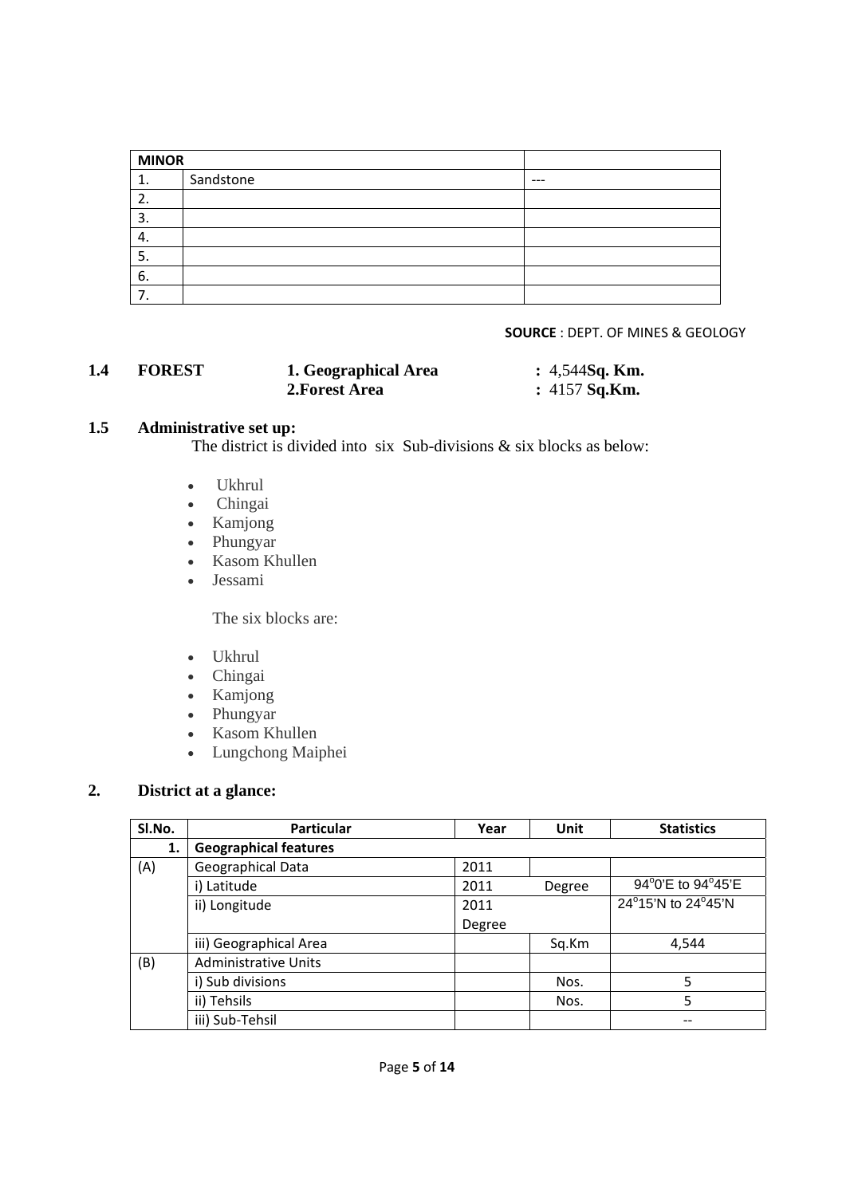| **MINOR** | | |
|---|---|---|
| 1. | Sandstone | --- |
| 2. | | |
| 3. | | |
| 4. | | |
| 5. | | |
| 6. | | |
| 7. | | |

**SOURCE** : DEPT. OF MINES & GEOLOGY

**1.4 FOREST** **1. Geographical Area** **:** 4,544**Sq. Km.**
**2.Forest Area** **:** 4157 **Sq.Km.**

**1.5 Administrative set up:**

The district is divided into six Sub-divisions & six blocks as below:

- Ukhrul
- Chingai
- Kamjong
- Phungyar
- Kasom Khullen
- Jessami

The six blocks are:

- Ukhrul
- Chingai
- Kamjong
- Phungyar
- Kasom Khullen
- Lungchong Maiphei

## 2. District at a glance:

| Sl.No. | Particular | Year | Unit | Statistics |
|---|---|---|---|---|
| **1.** | **Geographical features** | | | |
| (A) | Geographical Data | 2011 | | |
| | i) Latitude | 2011 | Degree | 94°0'E to 94°45'E |
| | ii) Longitude | 2011 Degree | | 24°15'N to 24°45'N |
| | iii) Geographical Area | | Sq.Km | 4,544 |
| (B) | Administrative Units | | | |
| | i) Sub divisions | | Nos. | 5 |
| | ii) Tehsils | | Nos. | 5 |
| | iii) Sub-Tehsil | | | -- |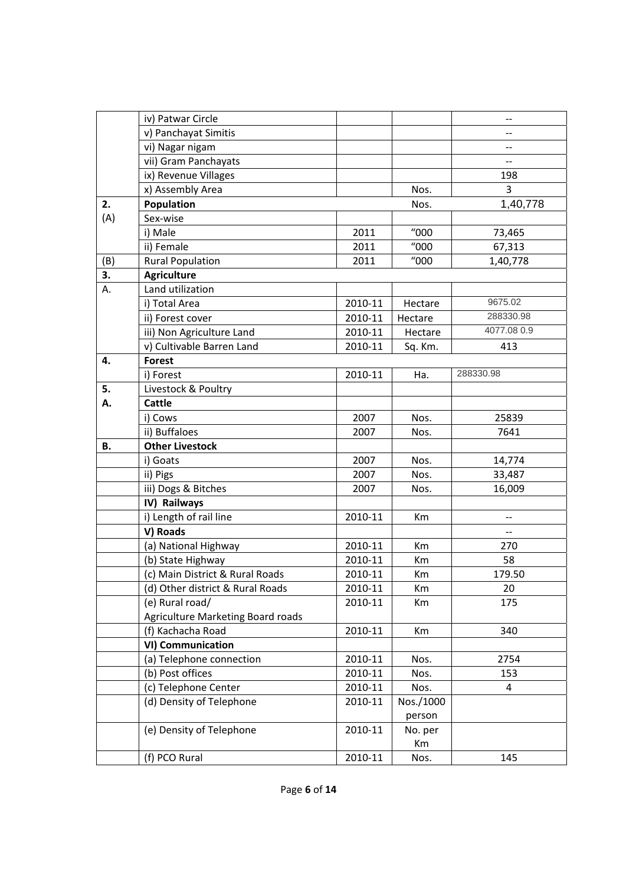|  |  |  |  |  |
|---|---|---|---|---|
|  | iv) Patwar Circle |  |  | -- |
|  | v) Panchayat Simitis |  |  | -- |
|  | vi) Nagar nigam |  |  | -- |
|  | vii) Gram Panchayats |  |  | -- |
|  | ix) Revenue Villages |  |  | 198 |
|  | x) Assembly Area |  | Nos. | 3 |
| **2.** | **Population** |  | Nos. | 1,40,778 |
| (A) | Sex-wise |  |  |  |
|  | i) Male | 2011 | "000 | 73,465 |
|  | ii) Female | 2011 | "000 | 67,313 |
| (B) | Rural Population | 2011 | "000 | 1,40,778 |
| **3.** | **Agriculture** |  |  |  |
| A. | Land utilization |  |  |  |
|  | i) Total Area | 2010-11 | Hectare | 9675.02 |
|  | ii) Forest cover | 2010-11 | Hectare | 288330.98 |
|  | iii) Non Agriculture Land | 2010-11 | Hectare | 4077.08 0.9 |
|  | v) Cultivable Barren Land | 2010-11 | Sq. Km. | 413 |
| **4.** | **Forest** |  |  |  |
|  | i) Forest | 2010-11 | Ha. | 288330.98 |
| **5.** | Livestock & Poultry |  |  |  |
| **A.** | **Cattle** |  |  |  |
|  | i) Cows | 2007 | Nos. | 25839 |
|  | ii) Buffaloes | 2007 | Nos. | 7641 |
| **B.** | **Other Livestock** |  |  |  |
|  | i) Goats | 2007 | Nos. | 14,774 |
|  | ii) Pigs | 2007 | Nos. | 33,487 |
|  | iii) Dogs & Bitches | 2007 | Nos. | 16,009 |
|  | **IV) Railways** |  |  |  |
|  | i) Length of rail line | 2010-11 | Km | -- |
|  | **V) Roads** |  |  | -- |
|  | (a) National Highway | 2010-11 | Km | 270 |
|  | (b) State Highway | 2010-11 | Km | 58 |
|  | (c) Main District & Rural Roads | 2010-11 | Km | 179.50 |
|  | (d) Other district & Rural Roads | 2010-11 | Km | 20 |
|  | (e) Rural road/ Agriculture Marketing Board roads | 2010-11 | Km | 175 |
|  | (f) Kachacha Road | 2010-11 | Km | 340 |
|  | **VI) Communication** |  |  |  |
|  | (a) Telephone connection | 2010-11 | Nos. | 2754 |
|  | (b) Post offices | 2010-11 | Nos. | 153 |
|  | (c) Telephone Center | 2010-11 | Nos. | 4 |
|  | (d) Density of Telephone | 2010-11 | Nos./1000 person |  |
|  | (e) Density of Telephone | 2010-11 | No. per Km |  |
|  | (f) PCO Rural | 2010-11 | Nos. | 145 |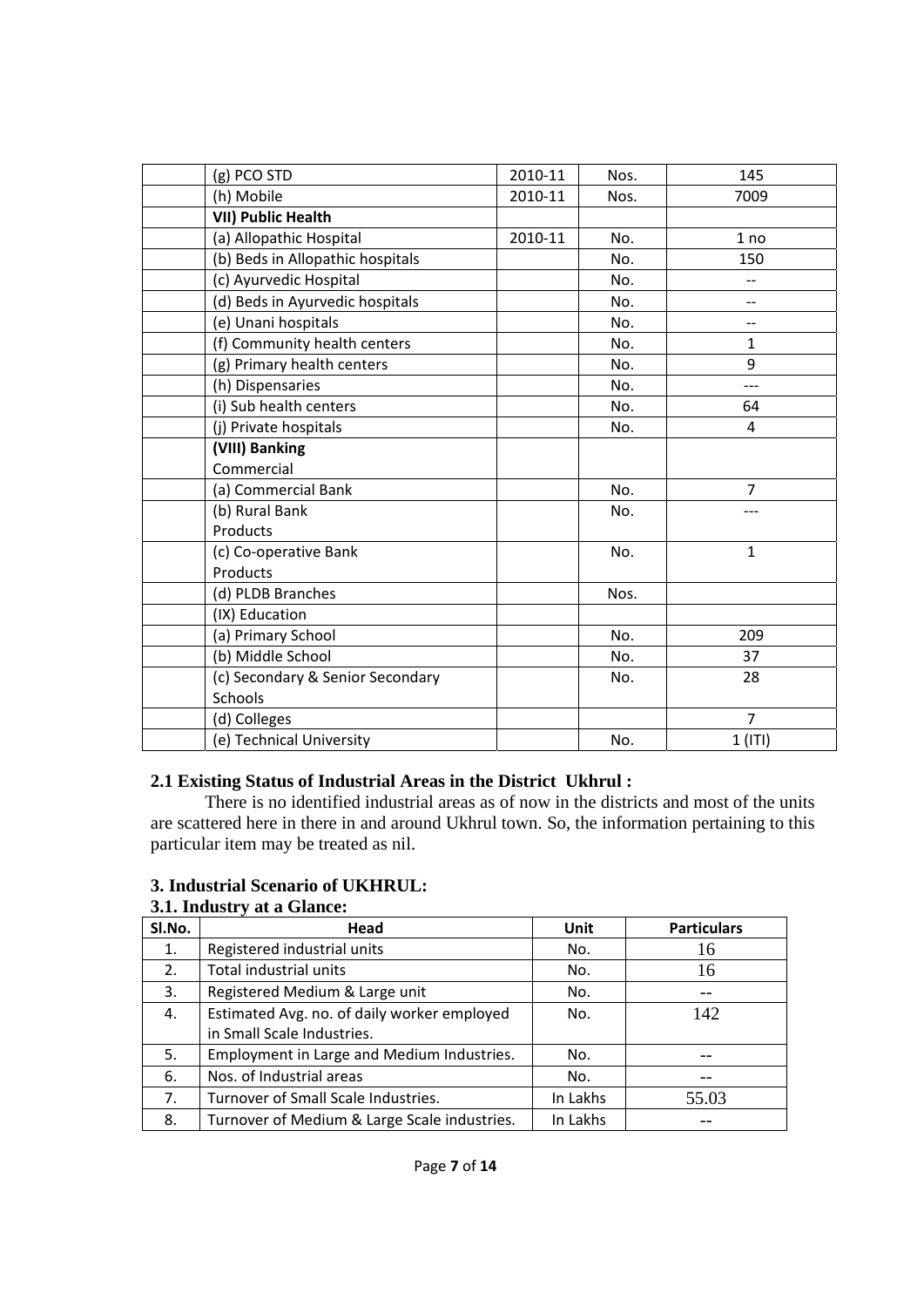|  | (g) PCO STD | 2010-11 | Nos. | 145 |
|---|---|---|---|---|
|  | (h) Mobile | 2010-11 | Nos. | 7009 |
|  | **VII) Public Health** |  |  |  |
|  | (a) Allopathic Hospital | 2010-11 | No. | 1 no |
|  | (b) Beds in Allopathic hospitals |  | No. | 150 |
|  | (c) Ayurvedic Hospital |  | No. | -- |
|  | (d) Beds in Ayurvedic hospitals |  | No. | -- |
|  | (e) Unani hospitals |  | No. | -- |
|  | (f) Community health centers |  | No. | 1 |
|  | (g) Primary health centers |  | No. | 9 |
|  | (h) Dispensaries |  | No. | --- |
|  | (i) Sub health centers |  | No. | 64 |
|  | (j) Private hospitals |  | No. | 4 |
|  | **(VIII) Banking** Commercial |  |  |  |
|  | (a) Commercial Bank |  | No. | 7 |
|  | (b) Rural Bank Products |  | No. | --- |
|  | (c) Co-operative Bank Products |  | No. | 1 |
|  | (d) PLDB Branches |  | Nos. |  |
|  | (IX) Education |  |  |  |
|  | (a) Primary School |  | No. | 209 |
|  | (b) Middle School |  | No. | 37 |
|  | (c) Secondary & Senior Secondary Schools |  | No. | 28 |
|  | (d) Colleges |  |  | 7 |
|  | (e) Technical University |  | No. | 1 (ITI) |

## 2.1 Existing Status of Industrial Areas in the District Ukhrul :

There is no identified industrial areas as of now in the districts and most of the units are scattered here in there in and around Ukhrul town. So, the information pertaining to this particular item may be treated as nil.

## 3. Industrial Scenario of UKHRUL:

### 3.1. Industry at a Glance:

| Sl.No. | Head | Unit | Particulars |
|---|---|---|---|
| 1. | Registered industrial units | No. | 16 |
| 2. | Total industrial units | No. | 16 |
| 3. | Registered Medium & Large unit | No. | -- |
| 4. | Estimated Avg. no. of daily worker employed in Small Scale Industries. | No. | 142 |
| 5. | Employment in Large and Medium Industries. | No. | -- |
| 6. | Nos. of Industrial areas | No. | -- |
| 7. | Turnover of Small Scale Industries. | In Lakhs | 55.03 |
| 8. | Turnover of Medium & Large Scale industries. | In Lakhs | -- |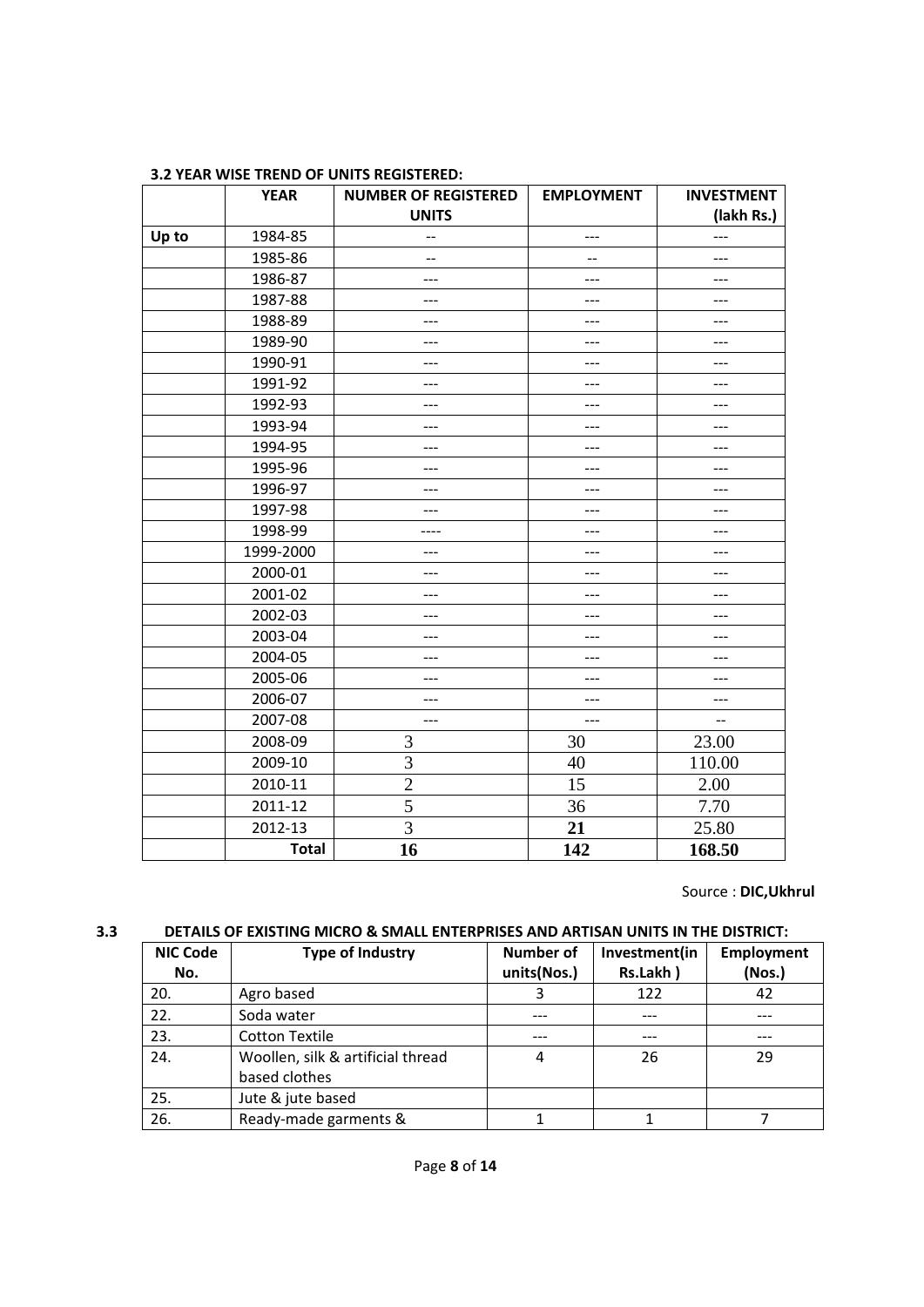### 3.2 YEAR WISE TREND OF UNITS REGISTERED:

| | YEAR | NUMBER OF REGISTERED UNITS | EMPLOYMENT | INVESTMENT (lakh Rs.) |
|---|---|---|---|---|
| Up to | 1984-85 | -- | --- | --- |
| | 1985-86 | -- | -- | --- |
| | 1986-87 | --- | --- | --- |
| | 1987-88 | --- | --- | --- |
| | 1988-89 | --- | --- | --- |
| | 1989-90 | --- | --- | --- |
| | 1990-91 | --- | --- | --- |
| | 1991-92 | --- | --- | --- |
| | 1992-93 | --- | --- | --- |
| | 1993-94 | --- | --- | --- |
| | 1994-95 | --- | --- | --- |
| | 1995-96 | --- | --- | --- |
| | 1996-97 | --- | --- | --- |
| | 1997-98 | --- | --- | --- |
| | 1998-99 | ---- | --- | --- |
| | 1999-2000 | --- | --- | --- |
| | 2000-01 | --- | --- | --- |
| | 2001-02 | --- | --- | --- |
| | 2002-03 | --- | --- | --- |
| | 2003-04 | --- | --- | --- |
| | 2004-05 | --- | --- | --- |
| | 2005-06 | --- | --- | --- |
| | 2006-07 | --- | --- | --- |
| | 2007-08 | --- | --- | -- |
| | 2008-09 | 3 | 30 | 23.00 |
| | 2009-10 | 3 | 40 | 110.00 |
| | 2010-11 | 2 | 15 | 2.00 |
| | 2011-12 | 5 | 36 | 7.70 |
| | 2012-13 | 3 | **21** | 25.80 |
| | **Total** | **16** | **142** | **168.50** |

Source : **DIC,Ukhrul**

### 3.3 DETAILS OF EXISTING MICRO & SMALL ENTERPRISES AND ARTISAN UNITS IN THE DISTRICT:

| NIC Code No. | Type of Industry | Number of units(Nos.) | Investment(in Rs.Lakh ) | Employment (Nos.) |
|---|---|---|---|---|
| 20. | Agro based | 3 | 122 | 42 |
| 22. | Soda water | --- | --- | --- |
| 23. | Cotton Textile | --- | --- | --- |
| 24. | Woollen, silk & artificial thread based clothes | 4 | 26 | 29 |
| 25. | Jute & jute based | | | |
| 26. | Ready-made garments & | 1 | 1 | 7 |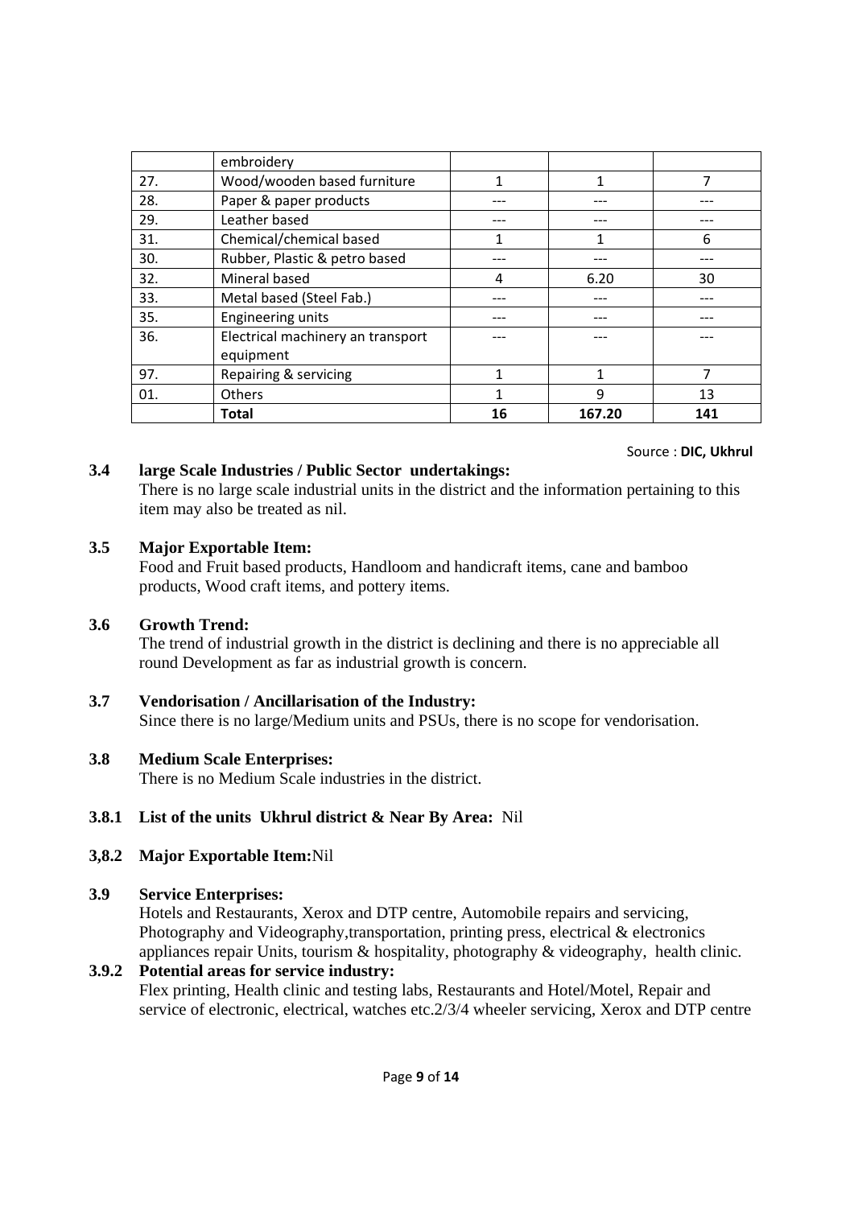| | embroidery | | | |
|---|---|---|---|---|
| 27. | Wood/wooden based furniture | 1 | 1 | 7 |
| 28. | Paper & paper products | --- | --- | --- |
| 29. | Leather based | --- | --- | --- |
| 31. | Chemical/chemical based | 1 | 1 | 6 |
| 30. | Rubber, Plastic & petro based | --- | --- | --- |
| 32. | Mineral based | 4 | 6.20 | 30 |
| 33. | Metal based (Steel Fab.) | --- | --- | --- |
| 35. | Engineering units | --- | --- | --- |
| 36. | Electrical machinery an transport equipment | --- | --- | --- |
| 97. | Repairing & servicing | 1 | 1 | 7 |
| 01. | Others | 1 | 9 | 13 |
| | **Total** | **16** | **167.20** | **141** |

Source : **DIC, Ukhrul**

**3.4 large Scale Industries / Public Sector undertakings:**

There is no large scale industrial units in the district and the information pertaining to this item may also be treated as nil.

**3.5 Major Exportable Item:**

Food and Fruit based products, Handloom and handicraft items, cane and bamboo products, Wood craft items, and pottery items.

**3.6 Growth Trend:**

The trend of industrial growth in the district is declining and there is no appreciable all round Development as far as industrial growth is concern.

**3.7 Vendorisation / Ancillarisation of the Industry:**

Since there is no large/Medium units and PSUs, there is no scope for vendorisation.

**3.8 Medium Scale Enterprises:**

There is no Medium Scale industries in the district.

**3.8.1 List of the units Ukhrul district & Near By Area:** Nil

**3,8.2 Major Exportable Item:**Nil

**3.9 Service Enterprises:**

Hotels and Restaurants, Xerox and DTP centre, Automobile repairs and servicing, Photography and Videography,transportation, printing press, electrical & electronics appliances repair Units, tourism & hospitality, photography & videography, health clinic.

**3.9.2 Potential areas for service industry:**

Flex printing, Health clinic and testing labs, Restaurants and Hotel/Motel, Repair and service of electronic, electrical, watches etc.2/3/4 wheeler servicing, Xerox and DTP centre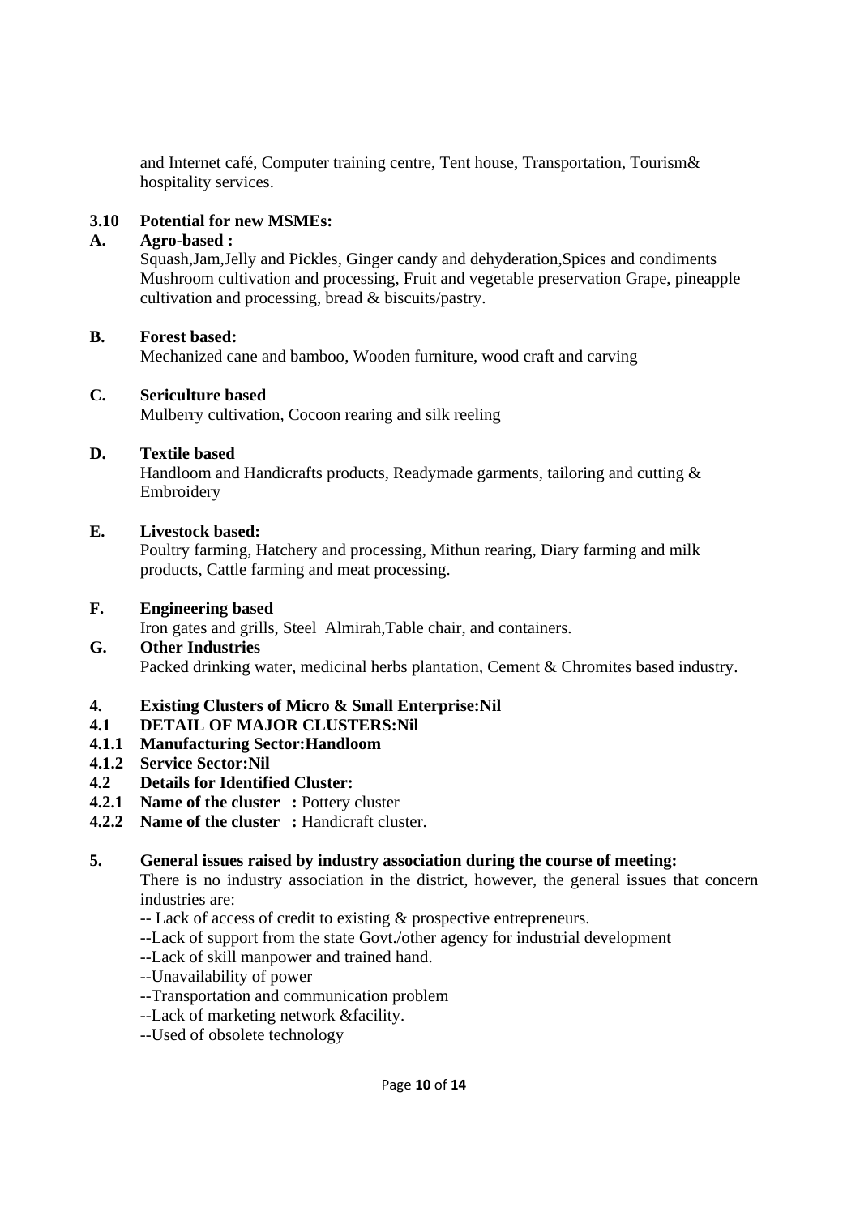and Internet café, Computer training centre, Tent house, Transportation, Tourism& hospitality services.

**3.10 Potential for new MSMEs:**

**A. Agro-based :**

Squash,Jam,Jelly and Pickles, Ginger candy and dehyderation,Spices and condiments Mushroom cultivation and processing, Fruit and vegetable preservation Grape, pineapple cultivation and processing, bread & biscuits/pastry.

**B. Forest based:**

Mechanized cane and bamboo, Wooden furniture, wood craft and carving

**C. Sericulture based**

Mulberry cultivation, Cocoon rearing and silk reeling

**D. Textile based**

Handloom and Handicrafts products, Readymade garments, tailoring and cutting & Embroidery

**E. Livestock based:**

Poultry farming, Hatchery and processing, Mithun rearing, Diary farming and milk products, Cattle farming and meat processing.

**F. Engineering based**

Iron gates and grills, Steel Almirah,Table chair, and containers.

**G. Other Industries**

Packed drinking water, medicinal herbs plantation, Cement & Chromites based industry.

**4. Existing Clusters of Micro & Small Enterprise:Nil**

**4.1 DETAIL OF MAJOR CLUSTERS:Nil**

**4.1.1 Manufacturing Sector:Handloom**

**4.1.2 Service Sector:Nil**

**4.2 Details for Identified Cluster:**

**4.2.1 Name of the cluster :** Pottery cluster

**4.2.2 Name of the cluster :** Handicraft cluster.

**5. General issues raised by industry association during the course of meeting:**

There is no industry association in the district, however, the general issues that concern industries are:

-- Lack of access of credit to existing & prospective entrepreneurs.

--Lack of support from the state Govt./other agency for industrial development

--Lack of skill manpower and trained hand.

--Unavailability of power

--Transportation and communication problem

--Lack of marketing network &facility.

--Used of obsolete technology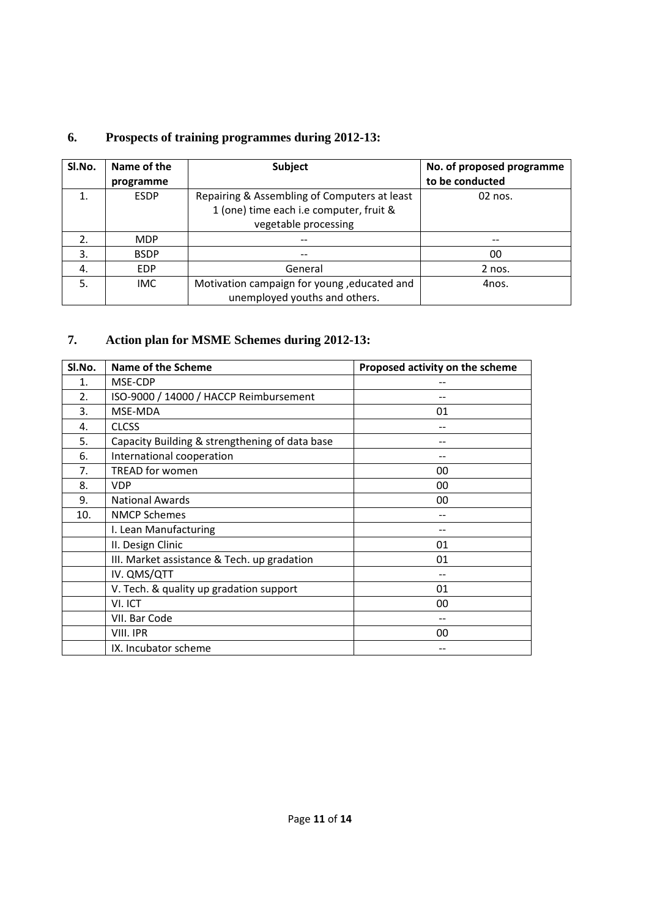## 6. Prospects of training programmes during 2012-13:

| Sl.No. | Name of the programme | Subject | No. of proposed programme to be conducted |
|---|---|---|---|
| 1. | ESDP | Repairing & Assembling of Computers at least 1 (one) time each i.e computer, fruit & vegetable processing | 02 nos. |
| 2. | MDP | -- | -- |
| 3. | BSDP | -- | 00 |
| 4. | EDP | General | 2 nos. |
| 5. | IMC | Motivation campaign for young ,educated and unemployed youths and others. | 4nos. |

## 7. Action plan for MSME Schemes during 2012-13:

| Sl.No. | Name of the Scheme | Proposed activity on the scheme |
|---|---|---|
| 1. | MSE-CDP | -- |
| 2. | ISO-9000 / 14000 / HACCP Reimbursement | -- |
| 3. | MSE-MDA | 01 |
| 4. | CLCSS | -- |
| 5. | Capacity Building & strengthening of data base | -- |
| 6. | International cooperation | -- |
| 7. | TREAD for women | 00 |
| 8. | VDP | 00 |
| 9. | National Awards | 00 |
| 10. | NMCP Schemes | -- |
| | I. Lean Manufacturing | -- |
| | II. Design Clinic | 01 |
| | III. Market assistance & Tech. up gradation | 01 |
| | IV. QMS/QTT | -- |
| | V. Tech. & quality up gradation support | 01 |
| | VI. ICT | 00 |
| | VII. Bar Code | -- |
| | VIII. IPR | 00 |
| | IX. Incubator scheme | -- |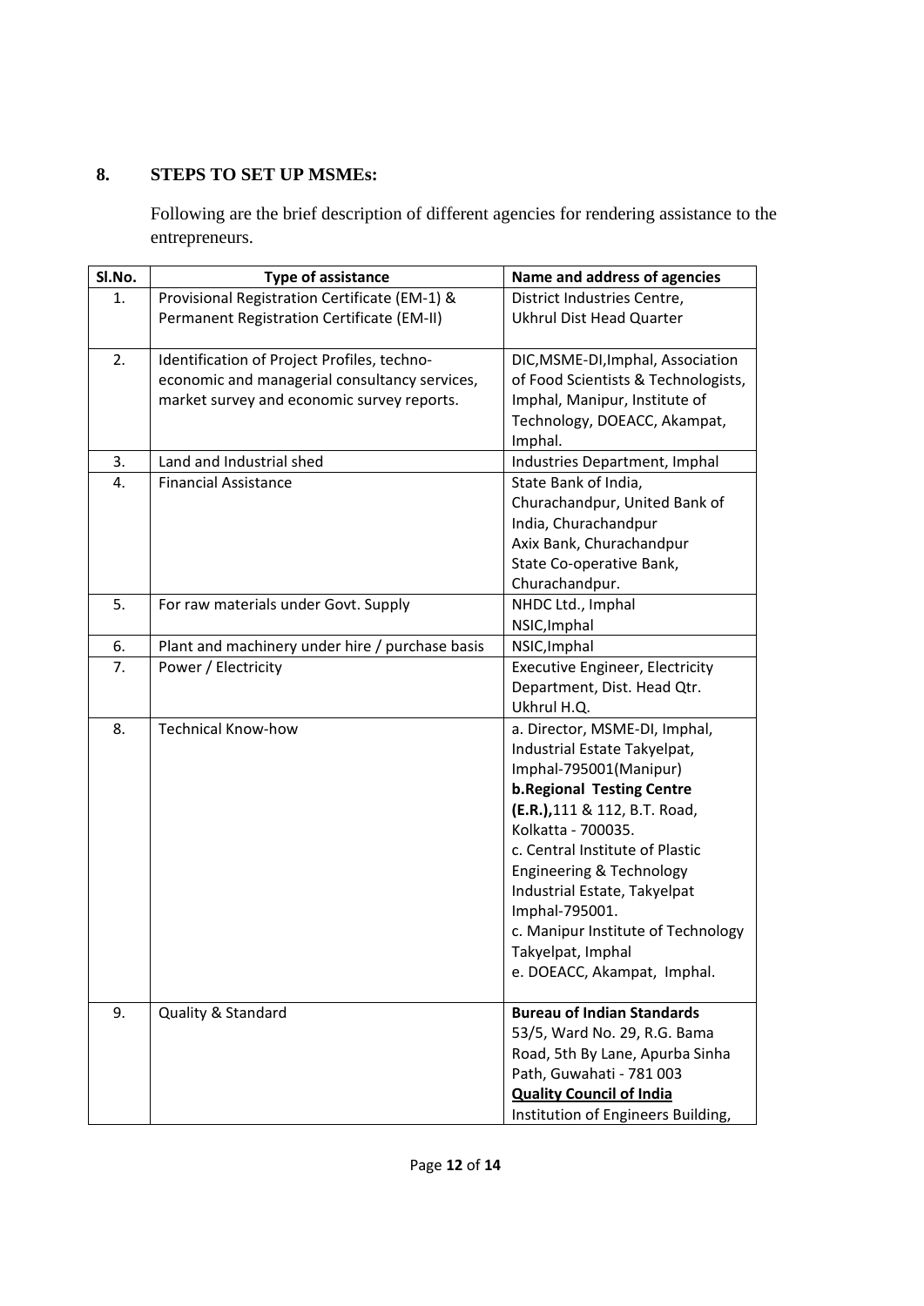## 8. STEPS TO SET UP MSMEs:

Following are the brief description of different agencies for rendering assistance to the entrepreneurs.

| Sl.No. | Type of assistance | Name and address of agencies |
|---|---|---|
| 1. | Provisional Registration Certificate (EM-1) & Permanent Registration Certificate (EM-II) | District Industries Centre, Ukhrul Dist Head Quarter |
| 2. | Identification of Project Profiles, techno-economic and managerial consultancy services, market survey and economic survey reports. | DIC,MSME-DI,Imphal, Association of Food Scientists & Technologists, Imphal, Manipur, Institute of Technology, DOEACC, Akampat, Imphal. |
| 3. | Land and Industrial shed | Industries Department, Imphal |
| 4. | Financial Assistance | State Bank of India, Churachandpur, United Bank of India, Churachandpur<br>Axix Bank, Churachandpur<br>State Co-operative Bank, Churachandpur. |
| 5. | For raw materials under Govt. Supply | NHDC Ltd., Imphal<br>NSIC,Imphal |
| 6. | Plant and machinery under hire / purchase basis | NSIC,Imphal |
| 7. | Power / Electricity | Executive Engineer, Electricity Department, Dist. Head Qtr. Ukhrul H.Q. |
| 8. | Technical Know-how | a. Director, MSME-DI, Imphal, Industrial Estate Takyelpat, Imphal-795001(Manipur)<br>**b.Regional Testing Centre (E.R.),**111 & 112, B.T. Road, Kolkatta - 700035.<br>c. Central Institute of Plastic Engineering & Technology Industrial Estate, Takyelpat Imphal-795001.<br>c. Manipur Institute of Technology Takyelpat, Imphal<br>e. DOEACC, Akampat, Imphal. |
| 9. | Quality & Standard | **Bureau of Indian Standards** 53/5, Ward No. 29, R.G. Bama Road, 5th By Lane, Apurba Sinha Path, Guwahati - 781 003<br>**Quality Council of India**<br>Institution of Engineers Building, |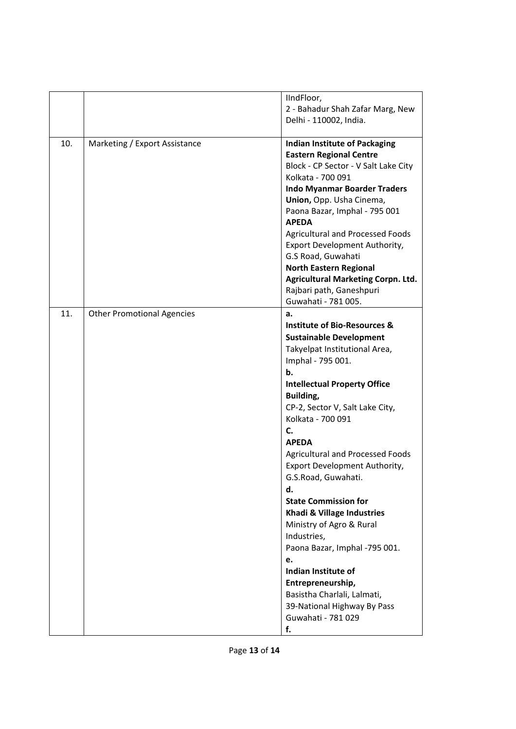| | | |
|---|---|---|
| | | IIndFloor,<br>2 - Bahadur Shah Zafar Marg, New Delhi - 110002, India. |
| 10. | Marketing / Export Assistance | **Indian Institute of Packaging Eastern Regional Centre**<br>Block - CP Sector - V Salt Lake City Kolkata - 700 091<br>**Indo Myanmar Boarder Traders Union,** Opp. Usha Cinema, Paona Bazar, Imphal - 795 001<br>**APEDA**<br>Agricultural and Processed Foods Export Development Authority, G.S Road, Guwahati<br>**North Eastern Regional Agricultural Marketing Corpn. Ltd.**<br>Rajbari path, Ganeshpuri Guwahati - 781 005. |
| 11. | Other Promotional Agencies | **a.**<br>**Institute of Bio-Resources & Sustainable Development**<br>Takyelpat Institutional Area, Imphal - 795 001.<br>**b.**<br>**Intellectual Property Office Building,**<br>CP-2, Sector V, Salt Lake City, Kolkata - 700 091<br>**C.**<br>**APEDA**<br>Agricultural and Processed Foods Export Development Authority, G.S.Road, Guwahati.<br>**d.**<br>**State Commission for Khadi & Village Industries**<br>Ministry of Agro & Rural Industries,<br>Paona Bazar, Imphal -795 001.<br>**e.**<br>**Indian Institute of Entrepreneurship,**<br>Basistha Charlali, Lalmati, 39-National Highway By Pass Guwahati - 781 029<br>**f.** |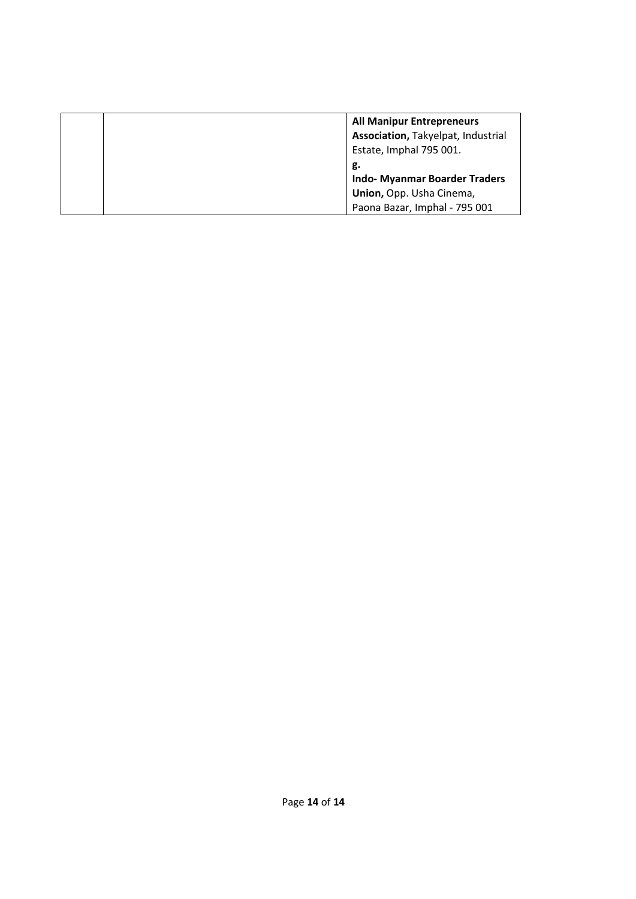| | | |
|---|---|---|
| | | **All Manipur Entrepreneurs Association,** Takyelpat, Industrial Estate, Imphal 795 001.<br>**g.**<br>**Indo- Myanmar Boarder Traders Union,** Opp. Usha Cinema, Paona Bazar, Imphal - 795 001 |